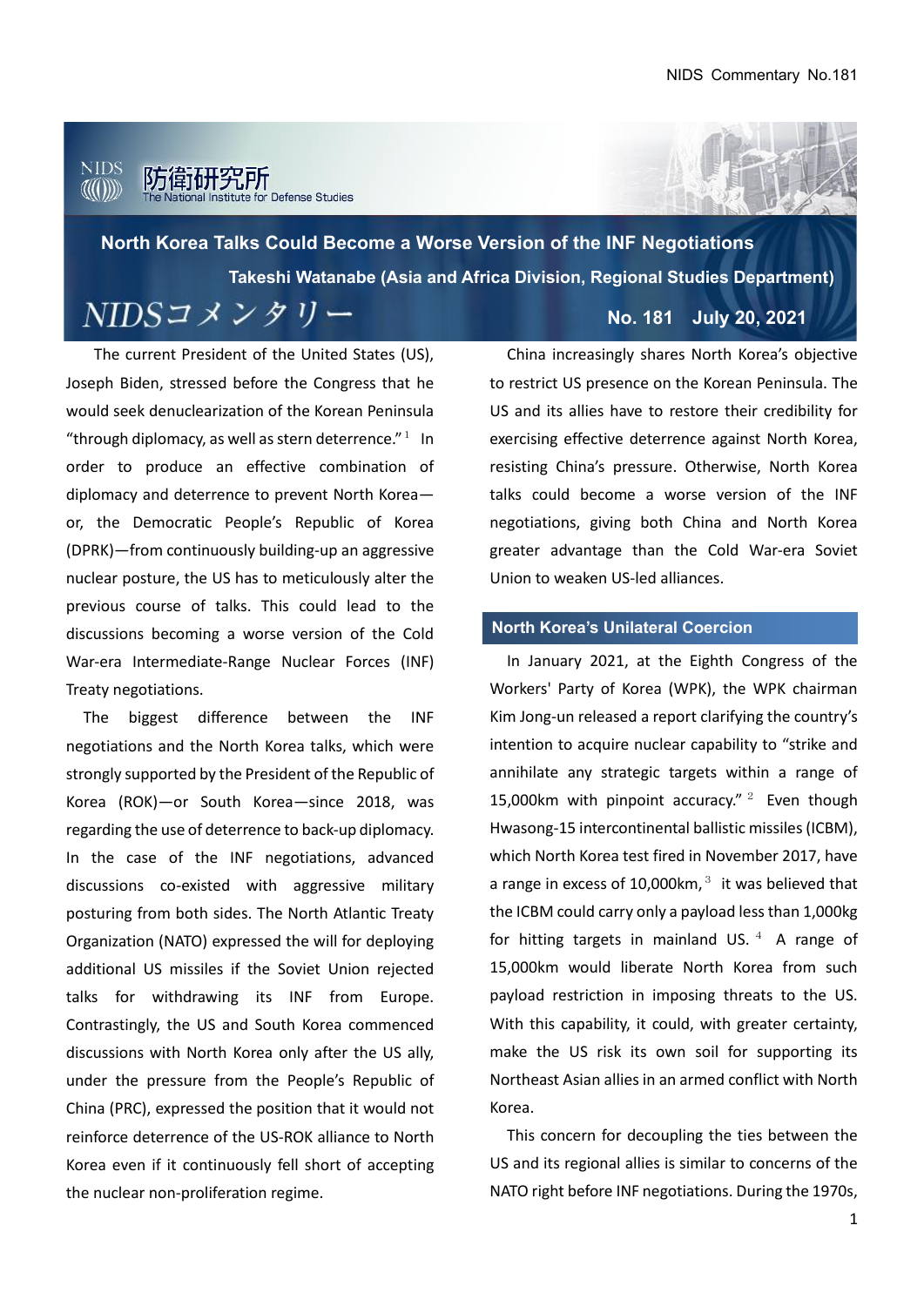# North Korea Talks Could Become a Worse Version of the INF Negotiations

**Takeshi Watanabe (Asia and Africa Division, Regional Studies Department)**

NIDSコメンタリー

**No. 181 July 20, 2021**

The current President of the United States (US), Joseph Biden, stressed before the Congress that he would seek denuclearization of the Korean Peninsula "through diplomacy, as well as stern deterrence."[1] In order to produce an effective combination of diplomacy and deterrence to prevent North Korea—or, the Democratic People's Republic of Korea (DPRK)—from continuously building-up an aggressive nuclear posture, the US has to meticulously alter the previous course of talks. This could lead to the discussions becoming a worse version of the Cold War-era Intermediate-Range Nuclear Forces (INF) Treaty negotiations.

The biggest difference between the INF negotiations and the North Korea talks, which were strongly supported by the President of the Republic of Korea (ROK)—or South Korea—since 2018, was regarding the use of deterrence to back-up diplomacy. In the case of the INF negotiations, advanced discussions co-existed with aggressive military posturing from both sides. The North Atlantic Treaty Organization (NATO) expressed the will for deploying additional US missiles if the Soviet Union rejected talks for withdrawing its INF from Europe. Contrastingly, the US and South Korea commenced discussions with North Korea only after the US ally, under the pressure from the People's Republic of China (PRC), expressed the position that it would not reinforce deterrence of the US-ROK alliance to North Korea even if it continuously fell short of accepting the nuclear non-proliferation regime.

China increasingly shares North Korea's objective to restrict US presence on the Korean Peninsula. The US and its allies have to restore their credibility for exercising effective deterrence against North Korea, resisting China's pressure. Otherwise, North Korea talks could become a worse version of the INF negotiations, giving both China and North Korea greater advantage than the Cold War-era Soviet Union to weaken US-led alliances.

## North Korea's Unilateral Coercion

In January 2021, at the Eighth Congress of the Workers' Party of Korea (WPK), the WPK chairman Kim Jong-un released a report clarifying the country's intention to acquire nuclear capability to "strike and annihilate any strategic targets within a range of 15,000km with pinpoint accuracy."[2] Even though Hwasong-15 intercontinental ballistic missiles (ICBM), which North Korea test fired in November 2017, have a range in excess of 10,000km,[3] it was believed that the ICBM could carry only a payload less than 1,000kg for hitting targets in mainland US.[4] A range of 15,000km would liberate North Korea from such payload restriction in imposing threats to the US. With this capability, it could, with greater certainty, make the US risk its own soil for supporting its Northeast Asian allies in an armed conflict with North Korea.

This concern for decoupling the ties between the US and its regional allies is similar to concerns of the NATO right before INF negotiations. During the 1970s,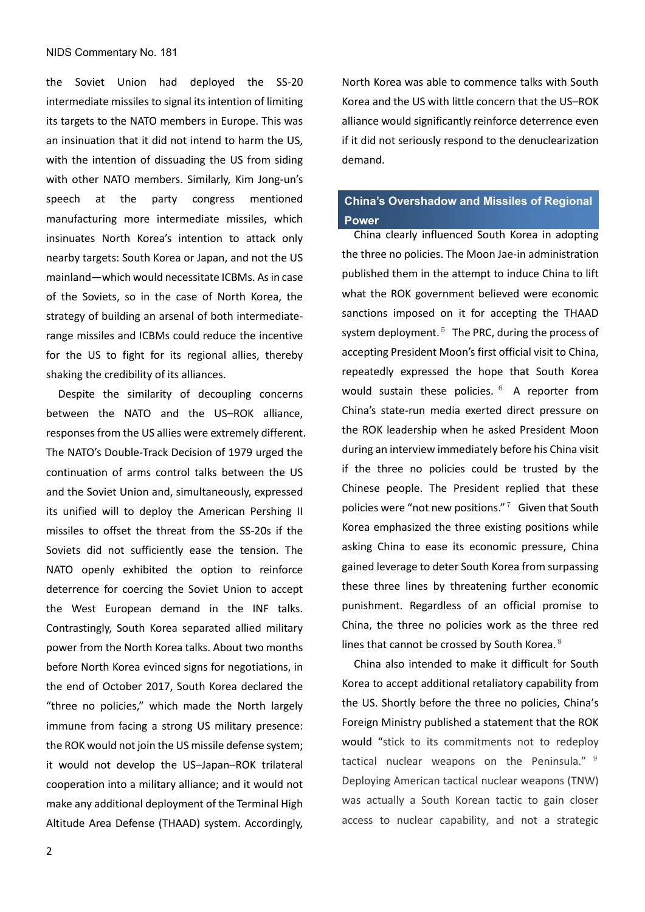the Soviet Union had deployed the SS-20 intermediate missiles to signal its intention of limiting its targets to the NATO members in Europe. This was an insinuation that it did not intend to harm the US, with the intention of dissuading the US from siding with other NATO members. Similarly, Kim Jong-un's speech at the party congress mentioned manufacturing more intermediate missiles, which insinuates North Korea's intention to attack only nearby targets: South Korea or Japan, and not the US mainland—which would necessitate ICBMs. As in case of the Soviets, so in the case of North Korea, the strategy of building an arsenal of both intermediate-range missiles and ICBMs could reduce the incentive for the US to fight for its regional allies, thereby shaking the credibility of its alliances.

Despite the similarity of decoupling concerns between the NATO and the US–ROK alliance, responses from the US allies were extremely different. The NATO's Double-Track Decision of 1979 urged the continuation of arms control talks between the US and the Soviet Union and, simultaneously, expressed its unified will to deploy the American Pershing II missiles to offset the threat from the SS-20s if the Soviets did not sufficiently ease the tension. The NATO openly exhibited the option to reinforce deterrence for coercing the Soviet Union to accept the West European demand in the INF talks. Contrastingly, South Korea separated allied military power from the North Korea talks. About two months before North Korea evinced signs for negotiations, in the end of October 2017, South Korea declared the "three no policies," which made the North largely immune from facing a strong US military presence: the ROK would not join the US missile defense system; it would not develop the US–Japan–ROK trilateral cooperation into a military alliance; and it would not make any additional deployment of the Terminal High Altitude Area Defense (THAAD) system. Accordingly, North Korea was able to commence talks with South Korea and the US with little concern that the US–ROK alliance would significantly reinforce deterrence even if it did not seriously respond to the denuclearization demand.

## China's Overshadow and Missiles of Regional Power

China clearly influenced South Korea in adopting the three no policies. The Moon Jae-in administration published them in the attempt to induce China to lift what the ROK government believed were economic sanctions imposed on it for accepting the THAAD system deployment.[5] The PRC, during the process of accepting President Moon's first official visit to China, repeatedly expressed the hope that South Korea would sustain these policies.[6] A reporter from China's state-run media exerted direct pressure on the ROK leadership when he asked President Moon during an interview immediately before his China visit if the three no policies could be trusted by the Chinese people. The President replied that these policies were "not new positions."[7] Given that South Korea emphasized the three existing positions while asking China to ease its economic pressure, China gained leverage to deter South Korea from surpassing these three lines by threatening further economic punishment. Regardless of an official promise to China, the three no policies work as the three red lines that cannot be crossed by South Korea.[8]

China also intended to make it difficult for South Korea to accept additional retaliatory capability from the US. Shortly before the three no policies, China's Foreign Ministry published a statement that the ROK would "stick to its commitments not to redeploy tactical nuclear weapons on the Peninsula."[9] Deploying American tactical nuclear weapons (TNW) was actually a South Korean tactic to gain closer access to nuclear capability, and not a strategic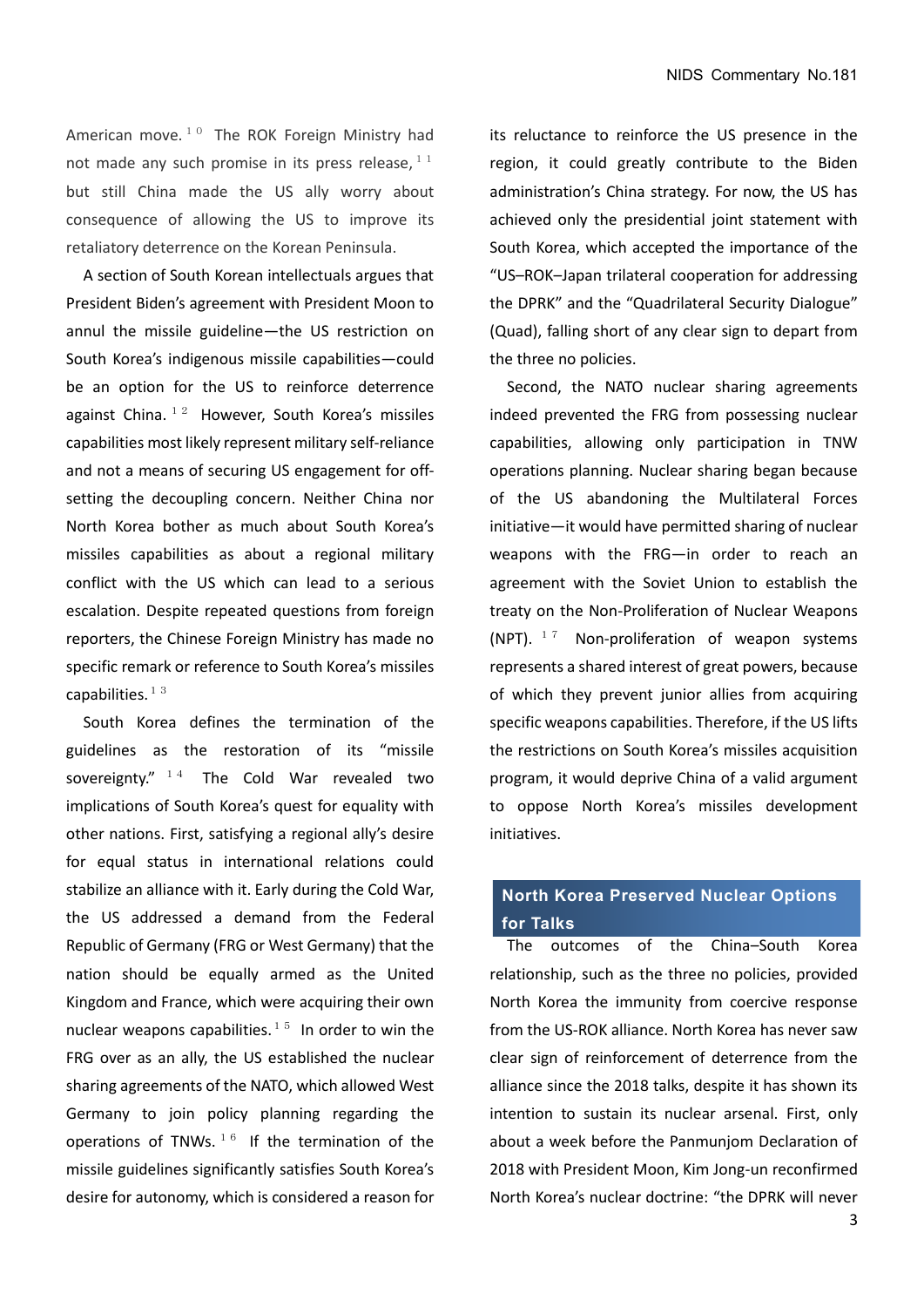American move.[10] The ROK Foreign Ministry had not made any such promise in its press release,[11] but still China made the US ally worry about consequence of allowing the US to improve its retaliatory deterrence on the Korean Peninsula.

A section of South Korean intellectuals argues that President Biden's agreement with President Moon to annul the missile guideline—the US restriction on South Korea's indigenous missile capabilities—could be an option for the US to reinforce deterrence against China.[12] However, South Korea's missiles capabilities most likely represent military self-reliance and not a means of securing US engagement for off-setting the decoupling concern. Neither China nor North Korea bother as much about South Korea's missiles capabilities as about a regional military conflict with the US which can lead to a serious escalation. Despite repeated questions from foreign reporters, the Chinese Foreign Ministry has made no specific remark or reference to South Korea's missiles capabilities.[13]

South Korea defines the termination of the guidelines as the restoration of its "missile sovereignty."[14] The Cold War revealed two implications of South Korea's quest for equality with other nations. First, satisfying a regional ally's desire for equal status in international relations could stabilize an alliance with it. Early during the Cold War, the US addressed a demand from the Federal Republic of Germany (FRG or West Germany) that the nation should be equally armed as the United Kingdom and France, which were acquiring their own nuclear weapons capabilities.[15] In order to win the FRG over as an ally, the US established the nuclear sharing agreements of the NATO, which allowed West Germany to join policy planning regarding the operations of TNWs.[16] If the termination of the missile guidelines significantly satisfies South Korea's desire for autonomy, which is considered a reason for its reluctance to reinforce the US presence in the region, it could greatly contribute to the Biden administration's China strategy. For now, the US has achieved only the presidential joint statement with South Korea, which accepted the importance of the "US–ROK–Japan trilateral cooperation for addressing the DPRK" and the "Quadrilateral Security Dialogue" (Quad), falling short of any clear sign to depart from the three no policies.

Second, the NATO nuclear sharing agreements indeed prevented the FRG from possessing nuclear capabilities, allowing only participation in TNW operations planning. Nuclear sharing began because of the US abandoning the Multilateral Forces initiative—it would have permitted sharing of nuclear weapons with the FRG—in order to reach an agreement with the Soviet Union to establish the treaty on the Non-Proliferation of Nuclear Weapons (NPT).[17] Non-proliferation of weapon systems represents a shared interest of great powers, because of which they prevent junior allies from acquiring specific weapons capabilities. Therefore, if the US lifts the restrictions on South Korea's missiles acquisition program, it would deprive China of a valid argument to oppose North Korea's missiles development initiatives.

## North Korea Preserved Nuclear Options for Talks

The outcomes of the China–South Korea relationship, such as the three no policies, provided North Korea the immunity from coercive response from the US-ROK alliance. North Korea has never saw clear sign of reinforcement of deterrence from the alliance since the 2018 talks, despite it has shown its intention to sustain its nuclear arsenal. First, only about a week before the Panmunjom Declaration of 2018 with President Moon, Kim Jong-un reconfirmed North Korea's nuclear doctrine: "the DPRK will never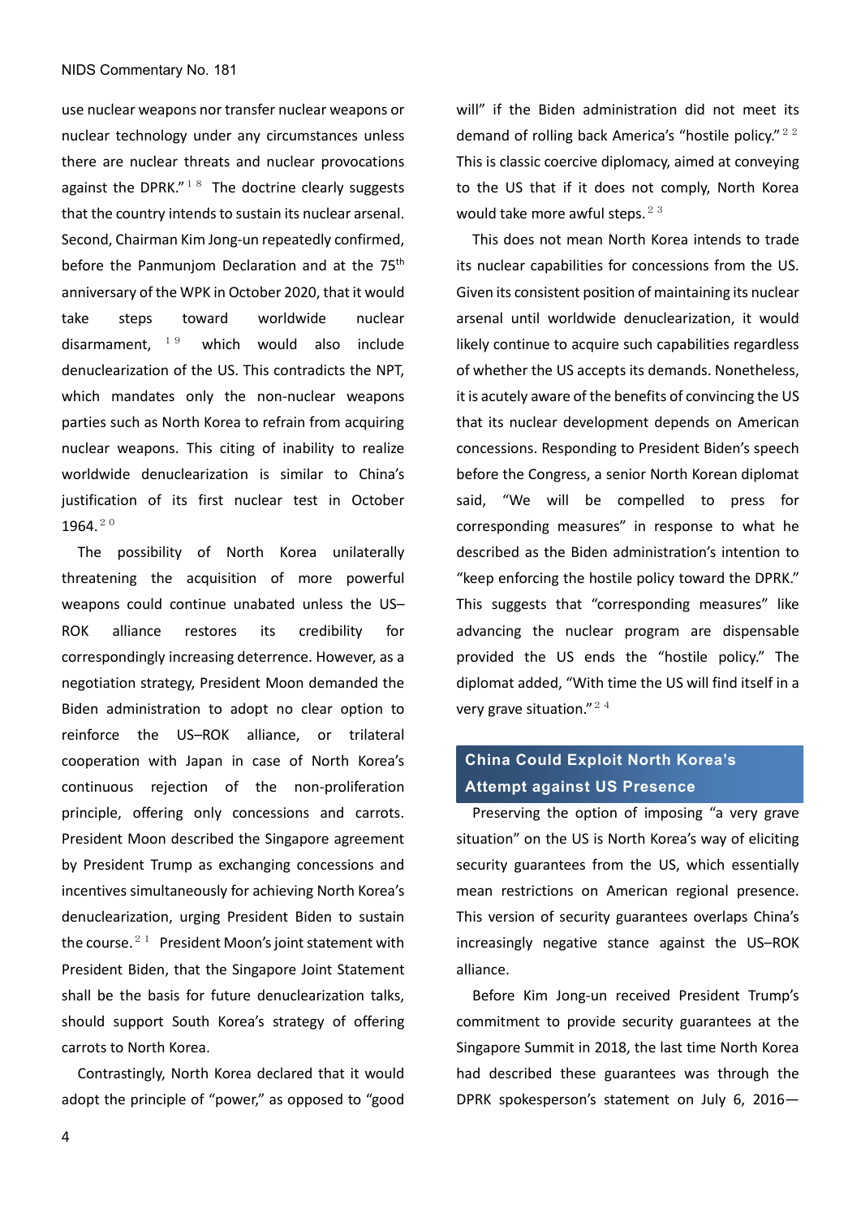use nuclear weapons nor transfer nuclear weapons or nuclear technology under any circumstances unless there are nuclear threats and nuclear provocations against the DPRK."[18] The doctrine clearly suggests that the country intends to sustain its nuclear arsenal. Second, Chairman Kim Jong-un repeatedly confirmed, before the Panmunjom Declaration and at the 75th anniversary of the WPK in October 2020, that it would take steps toward worldwide nuclear disarmament,[19] which would also include denuclearization of the US. This contradicts the NPT, which mandates only the non-nuclear weapons parties such as North Korea to refrain from acquiring nuclear weapons. This citing of inability to realize worldwide denuclearization is similar to China's justification of its first nuclear test in October 1964.[20]

The possibility of North Korea unilaterally threatening the acquisition of more powerful weapons could continue unabated unless the US–ROK alliance restores its credibility for correspondingly increasing deterrence. However, as a negotiation strategy, President Moon demanded the Biden administration to adopt no clear option to reinforce the US–ROK alliance, or trilateral cooperation with Japan in case of North Korea's continuous rejection of the non-proliferation principle, offering only concessions and carrots. President Moon described the Singapore agreement by President Trump as exchanging concessions and incentives simultaneously for achieving North Korea's denuclearization, urging President Biden to sustain the course.[21] President Moon's joint statement with President Biden, that the Singapore Joint Statement shall be the basis for future denuclearization talks, should support South Korea's strategy of offering carrots to North Korea.

Contrastingly, North Korea declared that it would adopt the principle of "power," as opposed to "good will" if the Biden administration did not meet its demand of rolling back America's "hostile policy."[22] This is classic coercive diplomacy, aimed at conveying to the US that if it does not comply, North Korea would take more awful steps.[23]

This does not mean North Korea intends to trade its nuclear capabilities for concessions from the US. Given its consistent position of maintaining its nuclear arsenal until worldwide denuclearization, it would likely continue to acquire such capabilities regardless of whether the US accepts its demands. Nonetheless, it is acutely aware of the benefits of convincing the US that its nuclear development depends on American concessions. Responding to President Biden's speech before the Congress, a senior North Korean diplomat said, "We will be compelled to press for corresponding measures" in response to what he described as the Biden administration's intention to "keep enforcing the hostile policy toward the DPRK." This suggests that "corresponding measures" like advancing the nuclear program are dispensable provided the US ends the "hostile policy." The diplomat added, "With time the US will find itself in a very grave situation."[24]

## China Could Exploit North Korea's Attempt against US Presence

Preserving the option of imposing "a very grave situation" on the US is North Korea's way of eliciting security guarantees from the US, which essentially mean restrictions on American regional presence. This version of security guarantees overlaps China's increasingly negative stance against the US–ROK alliance.

Before Kim Jong-un received President Trump's commitment to provide security guarantees at the Singapore Summit in 2018, the last time North Korea had described these guarantees was through the DPRK spokesperson's statement on July 6, 2016—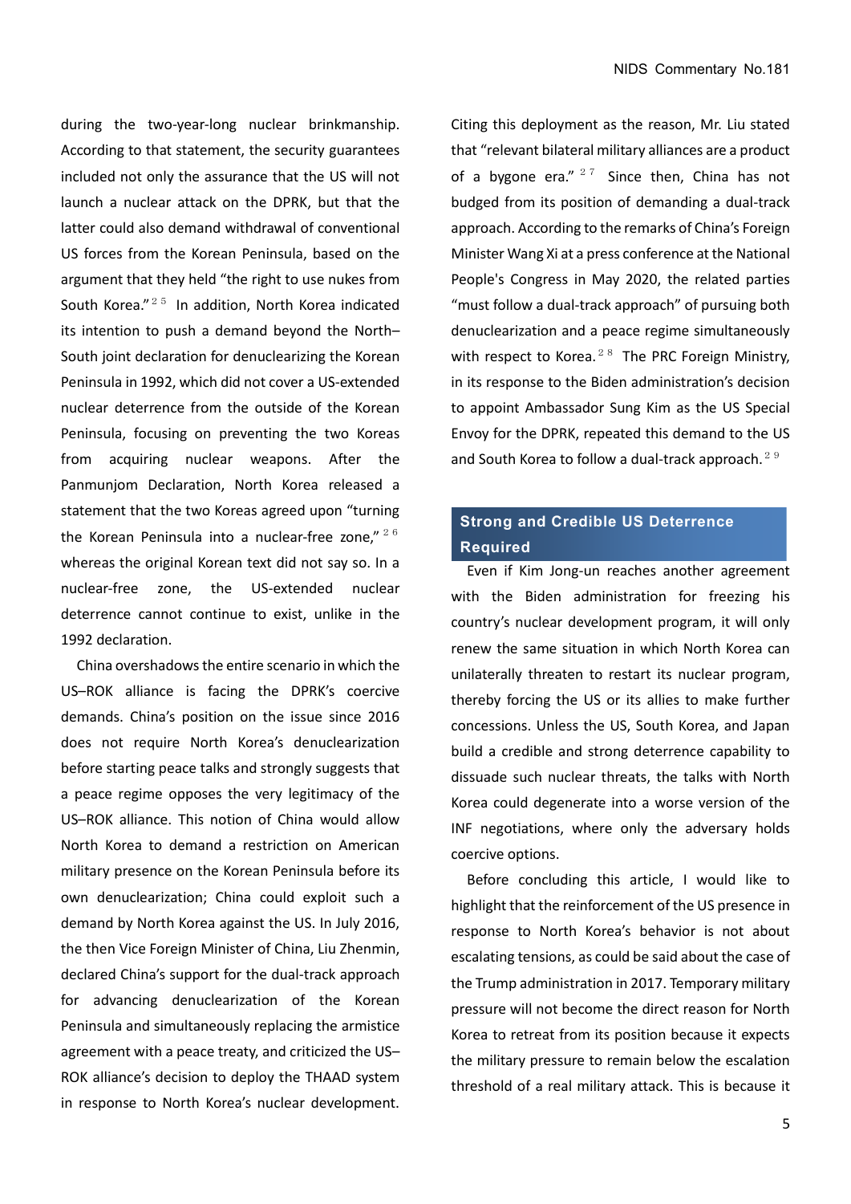during the two-year-long nuclear brinkmanship. According to that statement, the security guarantees included not only the assurance that the US will not launch a nuclear attack on the DPRK, but that the latter could also demand withdrawal of conventional US forces from the Korean Peninsula, based on the argument that they held "the right to use nukes from South Korea."[25] In addition, North Korea indicated its intention to push a demand beyond the North–South joint declaration for denuclearizing the Korean Peninsula in 1992, which did not cover a US-extended nuclear deterrence from the outside of the Korean Peninsula, focusing on preventing the two Koreas from acquiring nuclear weapons. After the Panmunjom Declaration, North Korea released a statement that the two Koreas agreed upon "turning the Korean Peninsula into a nuclear-free zone,"[26] whereas the original Korean text did not say so. In a nuclear-free zone, the US-extended nuclear deterrence cannot continue to exist, unlike in the 1992 declaration.

China overshadows the entire scenario in which the US–ROK alliance is facing the DPRK's coercive demands. China's position on the issue since 2016 does not require North Korea's denuclearization before starting peace talks and strongly suggests that a peace regime opposes the very legitimacy of the US–ROK alliance. This notion of China would allow North Korea to demand a restriction on American military presence on the Korean Peninsula before its own denuclearization; China could exploit such a demand by North Korea against the US. In July 2016, the then Vice Foreign Minister of China, Liu Zhenmin, declared China's support for the dual-track approach for advancing denuclearization of the Korean Peninsula and simultaneously replacing the armistice agreement with a peace treaty, and criticized the US–ROK alliance's decision to deploy the THAAD system in response to North Korea's nuclear development. Citing this deployment as the reason, Mr. Liu stated that "relevant bilateral military alliances are a product of a bygone era."[27] Since then, China has not budged from its position of demanding a dual-track approach. According to the remarks of China's Foreign Minister Wang Xi at a press conference at the National People's Congress in May 2020, the related parties "must follow a dual-track approach" of pursuing both denuclearization and a peace regime simultaneously with respect to Korea.[28] The PRC Foreign Ministry, in its response to the Biden administration's decision to appoint Ambassador Sung Kim as the US Special Envoy for the DPRK, repeated this demand to the US and South Korea to follow a dual-track approach.[29]

## Strong and Credible US Deterrence Required

Even if Kim Jong-un reaches another agreement with the Biden administration for freezing his country's nuclear development program, it will only renew the same situation in which North Korea can unilaterally threaten to restart its nuclear program, thereby forcing the US or its allies to make further concessions. Unless the US, South Korea, and Japan build a credible and strong deterrence capability to dissuade such nuclear threats, the talks with North Korea could degenerate into a worse version of the INF negotiations, where only the adversary holds coercive options.

Before concluding this article, I would like to highlight that the reinforcement of the US presence in response to North Korea's behavior is not about escalating tensions, as could be said about the case of the Trump administration in 2017. Temporary military pressure will not become the direct reason for North Korea to retreat from its position because it expects the military pressure to remain below the escalation threshold of a real military attack. This is because it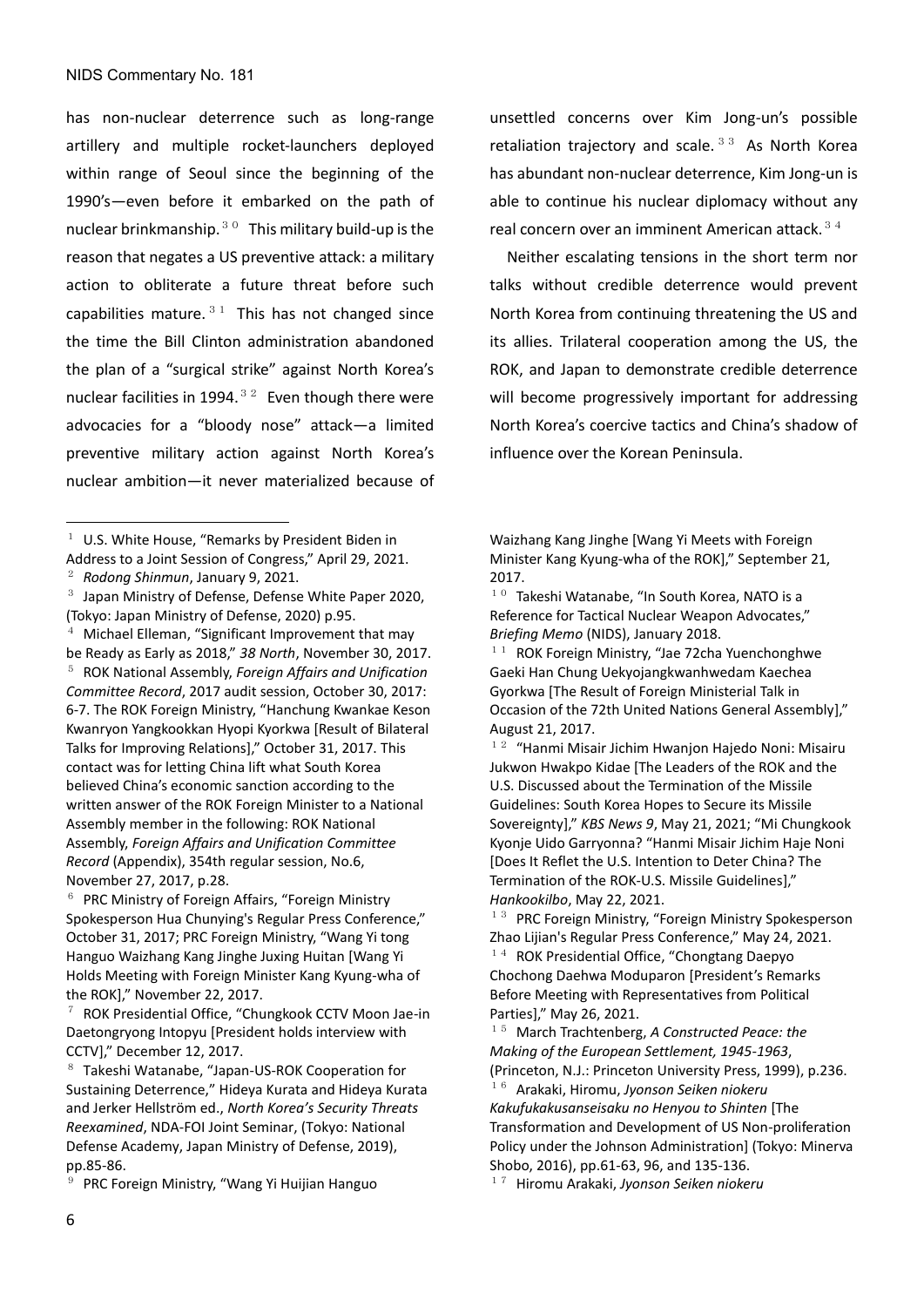has non-nuclear deterrence such as long-range artillery and multiple rocket-launchers deployed within range of Seoul since the beginning of the 1990's—even before it embarked on the path of nuclear brinkmanship.[30] This military build-up is the reason that negates a US preventive attack: a military action to obliterate a future threat before such capabilities mature.[31] This has not changed since the time the Bill Clinton administration abandoned the plan of a "surgical strike" against North Korea's nuclear facilities in 1994.[32] Even though there were advocacies for a "bloody nose" attack—a limited preventive military action against North Korea's nuclear ambition—it never materialized because of unsettled concerns over Kim Jong-un's possible retaliation trajectory and scale.[33] As North Korea has abundant non-nuclear deterrence, Kim Jong-un is able to continue his nuclear diplomacy without any real concern over an imminent American attack.[34]

Neither escalating tensions in the short term nor talks without credible deterrence would prevent North Korea from continuing threatening the US and its allies. Trilateral cooperation among the US, the ROK, and Japan to demonstrate credible deterrence will become progressively important for addressing North Korea's coercive tactics and China's shadow of influence over the Korean Peninsula.

---

[1] U.S. White House, "Remarks by President Biden in Address to a Joint Session of Congress," April 29, 2021.

[2] *Rodong Shinmun*, January 9, 2021.

[3] Japan Ministry of Defense, Defense White Paper 2020, (Tokyo: Japan Ministry of Defense, 2020) p.95.

[4] Michael Elleman, "Significant Improvement that may be Ready as Early as 2018," *38 North*, November 30, 2017.

[5] ROK National Assembly, *Foreign Affairs and Unification Committee Record*, 2017 audit session, October 30, 2017: 6-7. The ROK Foreign Ministry, "Hanchung Kwankae Keson Kwanryon Yangkookkan Hyopi Kyorkwa [Result of Bilateral Talks for Improving Relations]," October 31, 2017. This contact was for letting China lift what South Korea believed China's economic sanction according to the written answer of the ROK Foreign Minister to a National Assembly member in the following: ROK National Assembly, *Foreign Affairs and Unification Committee Record* (Appendix), 354th regular session, No.6, November 27, 2017, p.28.

[6] PRC Ministry of Foreign Affairs, "Foreign Ministry Spokesperson Hua Chunying's Regular Press Conference," October 31, 2017; PRC Foreign Ministry, "Wang Yi tong Hanguo Waizhang Kang Jinghe Juxing Huitan [Wang Yi Holds Meeting with Foreign Minister Kang Kyung-wha of the ROK]," November 22, 2017.

[7] ROK Presidential Office, "Chungkook CCTV Moon Jae-in Daetongryong Intopyu [President holds interview with CCTV]," December 12, 2017.

[8] Takeshi Watanabe, "Japan-US-ROK Cooperation for Sustaining Deterrence," Hideya Kurata and Hideya Kurata and Jerker Hellström ed., *North Korea's Security Threats Reexamined*, NDA-FOI Joint Seminar, (Tokyo: National Defense Academy, Japan Ministry of Defense, 2019), pp.85-86.

[9] PRC Foreign Ministry, "Wang Yi Huijian Hanguo Waizhang Kang Jinghe [Wang Yi Meets with Foreign Minister Kang Kyung-wha of the ROK]," September 21, 2017.

[10] Takeshi Watanabe, "In South Korea, NATO is a Reference for Tactical Nuclear Weapon Advocates," *Briefing Memo* (NIDS), January 2018.

[11] ROK Foreign Ministry, "Jae 72cha Yuenchonghwe Gaeki Han Chung Uekyojangkwanhwedam Kaechea Gyorkwa [The Result of Foreign Ministerial Talk in Occasion of the 72th United Nations General Assembly]," August 21, 2017.

[12] "Hanmi Misair Jichim Hwanjon Hajedo Noni: Misairu Jukwon Hwakpo Kidae [The Leaders of the ROK and the U.S. Discussed about the Termination of the Missile Guidelines: South Korea Hopes to Secure its Missile Sovereignty]," *KBS News 9*, May 21, 2021; "Mi Chungkook Kyonje Uido Garryonna? "Hanmi Misair Jichim Haje Noni [Does It Reflet the U.S. Intention to Deter China? The Termination of the ROK-U.S. Missile Guidelines]," *Hankookilbo*, May 22, 2021.

[13] PRC Foreign Ministry, "Foreign Ministry Spokesperson Zhao Lijian's Regular Press Conference," May 24, 2021.

[14] ROK Presidential Office, "Chongtang Daepyo Chochong Daehwa Moduparon [President's Remarks Before Meeting with Representatives from Political Parties]," May 26, 2021.

[15] March Trachtenberg, *A Constructed Peace: the Making of the European Settlement, 1945-1963*, (Princeton, N.J.: Princeton University Press, 1999), p.236.

[16] Arakaki, Hiromu, *Jyonson Seiken niokeru Kakufukakusanseisaku no Henyou to Shinten* [The Transformation and Development of US Non-proliferation Policy under the Johnson Administration] (Tokyo: Minerva Shobo, 2016), pp.61-63, 96, and 135-136.

[17] Hiromu Arakaki, *Jyonson Seiken niokeru*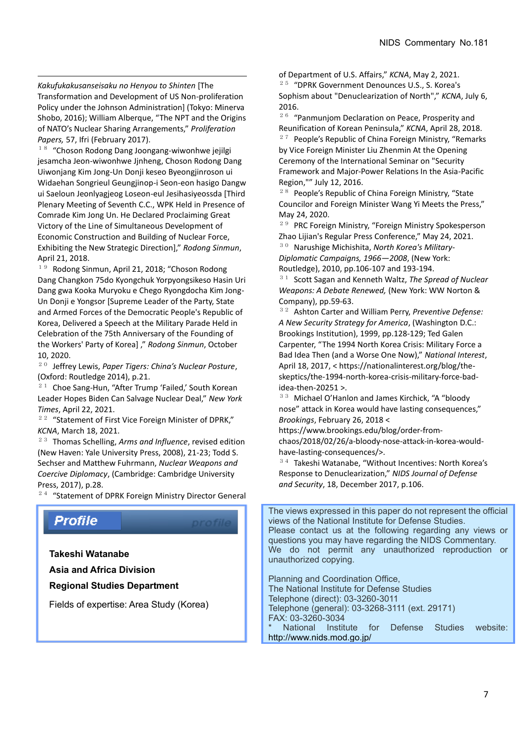*Kakufukakusanseisaku no Henyou to Shinten* [The Transformation and Development of US Non-proliferation Policy under the Johnson Administration] (Tokyo: Minerva Shobo, 2016); William Alberque, "The NPT and the Origins of NATO's Nuclear Sharing Arrangements," *Proliferation Papers,* 57, Ifri (February 2017).

[18] "Choson Rodong Dang Joongang-wiwonhwe jejilgi jesamcha Jeon-wiwonhwe Jjnheng, Choson Rodong Dang Uiwonjang Kim Jong-Un Donji keseo Byeongjinroson ui Widaehan Songrieul Geungjinop-i Seon-eon hasigo Dangw ui Saeloun Jeonlyagjeog Loseon-eul Jesihasiyeossda [Third Plenary Meeting of Seventh C.C., WPK Held in Presence of Comrade Kim Jong Un. He Declared Proclaiming Great Victory of the Line of Simultaneous Development of Economic Construction and Building of Nuclear Force, Exhibiting the New Strategic Direction]," *Rodong Sinmun*, April 21, 2018.

[19] Rodong Sinmun, April 21, 2018; "Choson Rodong Dang Changkon 75do Kyongchuk Yorpyongsikeso Hasin Uri Dang gwa Kooka Muryoku e Chego Ryongdocha Kim Jong-Un Donji e Yongsor [Supreme Leader of the Party, State and Armed Forces of the Democratic People's Republic of Korea, Delivered a Speech at the Military Parade Held in Celebration of the 75th Anniversary of the Founding of the Workers' Party of Korea] ," *Rodong Sinmun*, October 10, 2020.

[20] Jeffrey Lewis, *Paper Tigers: China's Nuclear Posture*, (Oxford: Routledge 2014), p.21.

[21] Choe Sang-Hun, "After Trump 'Failed,' South Korean Leader Hopes Biden Can Salvage Nuclear Deal," *New York Times*, April 22, 2021.

[22] "Statement of First Vice Foreign Minister of DPRK," *KCNA*, March 18, 2021.

[23] Thomas Schelling, *Arms and Influence*, revised edition (New Haven: Yale University Press, 2008), 21-23; Todd S. Sechser and Matthew Fuhrmann, *Nuclear Weapons and Coercive Diplomacy*, (Cambridge: Cambridge University Press, 2017), p.28.

[24] "Statement of DPRK Foreign Ministry Director General of Department of U.S. Affairs," *KCNA*, May 2, 2021.

[25] "DPRK Government Denounces U.S., S. Korea's Sophism about "Denuclearization of North"," *KCNA*, July 6, 2016.

[26] "Panmunjom Declaration on Peace, Prosperity and Reunification of Korean Peninsula," *KCNA*, April 28, 2018.

[27] People's Republic of China Foreign Ministry, "Remarks by Vice Foreign Minister Liu Zhenmin At the Opening Ceremony of the International Seminar on "Security Framework and Major-Power Relations In the Asia-Pacific Region,"" July 12, 2016.

[28] People's Republic of China Foreign Ministry, "State Councilor and Foreign Minister Wang Yi Meets the Press," May 24, 2020.

[29] PRC Foreign Ministry, "Foreign Ministry Spokesperson Zhao Lijian's Regular Press Conference," May 24, 2021.

[30] Narushige Michishita, *North Korea's Military-Diplomatic Campaigns, 1966—2008*, (New York: Routledge), 2010, pp.106-107 and 193-194.

[31] Scott Sagan and Kenneth Waltz, *The Spread of Nuclear Weapons: A Debate Renewed,* (New York: WW Norton & Company), pp.59-63.

[32] Ashton Carter and William Perry, *Preventive Defense: A New Security Strategy for America*, (Washington D.C.: Brookings Institution), 1999, pp.128-129; Ted Galen Carpenter, "The 1994 North Korea Crisis: Military Force a Bad Idea Then (and a Worse One Now)," *National Interest*, April 18, 2017, < https://nationalinterest.org/blog/the-skeptics/the-1994-north-korea-crisis-military-force-bad-idea-then-20251 >.

[33] Michael O'Hanlon and James Kirchick, "A "bloody nose" attack in Korea would have lasting consequences," *Brookings*, February 26, 2018 < https://www.brookings.edu/blog/order-from-chaos/2018/02/26/a-bloody-nose-attack-in-korea-would-have-lasting-consequences/>.

[34] Takeshi Watanabe, "Without Incentives: North Korea's Response to Denuclearization," *NIDS Journal of Defense and Security*, 18, December 2017, p.106.

## Profile

**Takeshi Watanabe**

**Asia and Africa Division**

**Regional Studies Department**

Fields of expertise: Area Study (Korea)

The views expressed in this paper do not represent the official views of the National Institute for Defense Studies.
Please contact us at the following regarding any views or questions you may have regarding the NIDS Commentary.
We do not permit any unauthorized reproduction or unauthorized copying.

Planning and Coordination Office,
The National Institute for Defense Studies
Telephone (direct): 03-3260-3011
Telephone (general): 03-3268-3111 (ext. 29171)
FAX: 03-3260-3034
* National Institute for Defense Studies website: http://www.nids.mod.go.jp/